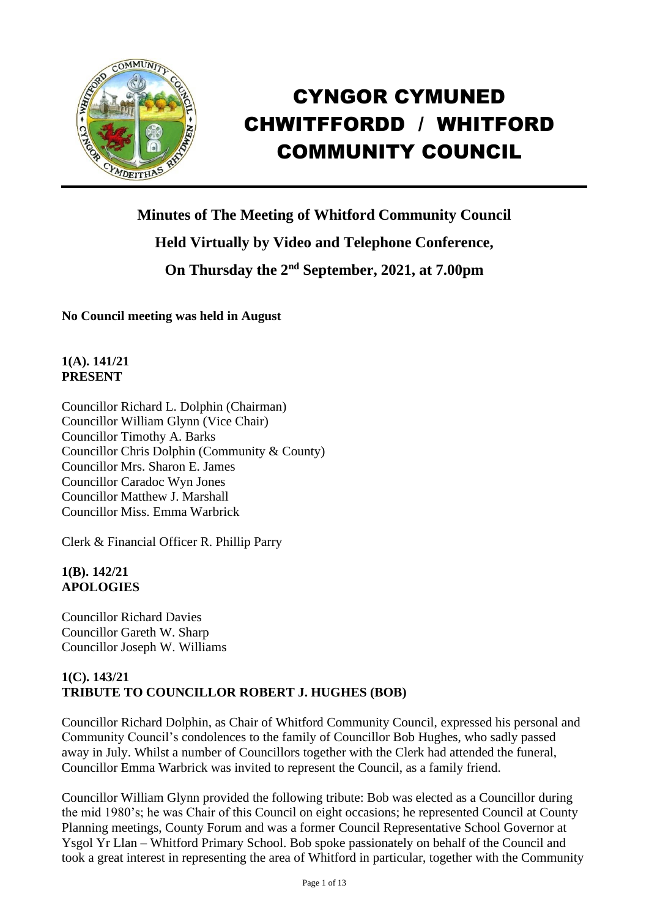# CYNGOR CYMUNED CHWITFFORDD / WHITFORD COMMUNITY COUNCIL

## Minutes of The Meeting of Whitford Community Council Held Virtually by Video and Telephone Conference, On Thursday the 2nd September, 2021, at 7.00pm

**No Council meeting was held in August**

**1(A). 141/21**
**PRESENT**

Councillor Richard L. Dolphin (Chairman)
Councillor William Glynn (Vice Chair)
Councillor Timothy A. Barks
Councillor Chris Dolphin (Community & County)
Councillor Mrs. Sharon E. James
Councillor Caradoc Wyn Jones
Councillor Matthew J. Marshall
Councillor Miss. Emma Warbrick

Clerk & Financial Officer R. Phillip Parry

**1(B). 142/21**
**APOLOGIES**

Councillor Richard Davies
Councillor Gareth W. Sharp
Councillor Joseph W. Williams

**1(C). 143/21**
**TRIBUTE TO COUNCILLOR ROBERT J. HUGHES (BOB)**

Councillor Richard Dolphin, as Chair of Whitford Community Council, expressed his personal and Community Council's condolences to the family of Councillor Bob Hughes, who sadly passed away in July. Whilst a number of Councillors together with the Clerk had attended the funeral, Councillor Emma Warbrick was invited to represent the Council, as a family friend.

Councillor William Glynn provided the following tribute: Bob was elected as a Councillor during the mid 1980's; he was Chair of this Council on eight occasions; he represented Council at County Planning meetings, County Forum and was a former Council Representative School Governor at Ysgol Yr Llan – Whitford Primary School. Bob spoke passionately on behalf of the Council and took a great interest in representing the area of Whitford in particular, together with the Community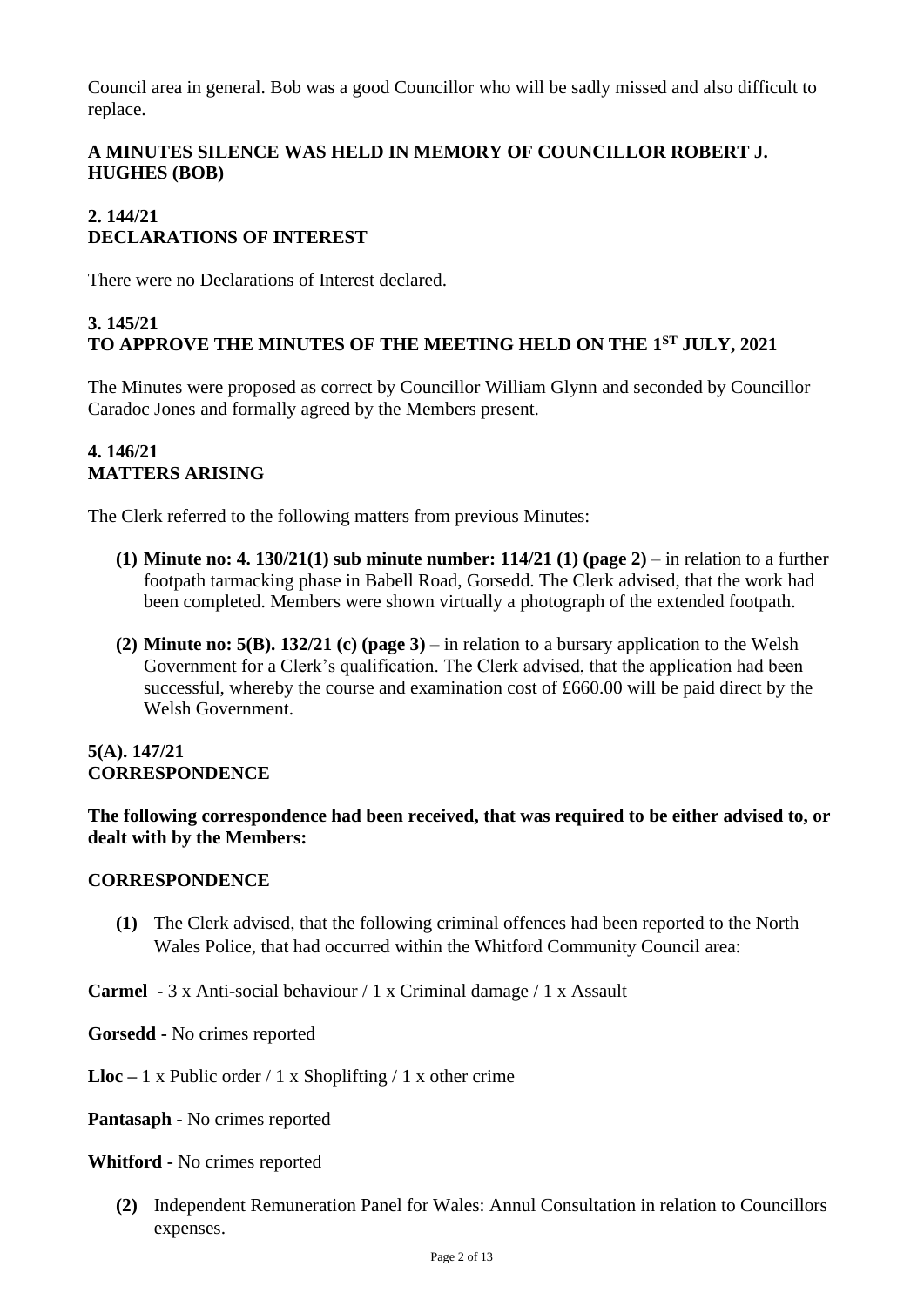Council area in general. Bob was a good Councillor who will be sadly missed and also difficult to replace.

**A MINUTES SILENCE WAS HELD IN MEMORY OF COUNCILLOR ROBERT J. HUGHES (BOB)**

## 2. 144/21
## DECLARATIONS OF INTEREST

There were no Declarations of Interest declared.

## 3. 145/21
## TO APPROVE THE MINUTES OF THE MEETING HELD ON THE 1ST JULY, 2021

The Minutes were proposed as correct by Councillor William Glynn and seconded by Councillor Caradoc Jones and formally agreed by the Members present.

## 4. 146/21
## MATTERS ARISING

The Clerk referred to the following matters from previous Minutes:

**(1) Minute no: 4. 130/21(1) sub minute number: 114/21 (1) (page 2)** – in relation to a further footpath tarmacking phase in Babell Road, Gorsedd. The Clerk advised, that the work had been completed. Members were shown virtually a photograph of the extended footpath.

**(2) Minute no: 5(B). 132/21 (c) (page 3)** – in relation to a bursary application to the Welsh Government for a Clerk's qualification. The Clerk advised, that the application had been successful, whereby the course and examination cost of £660.00 will be paid direct by the Welsh Government.

## 5(A). 147/21
## CORRESPONDENCE

**The following correspondence had been received, that was required to be either advised to, or dealt with by the Members:**

**CORRESPONDENCE**

**(1)** The Clerk advised, that the following criminal offences had been reported to the North Wales Police, that had occurred within the Whitford Community Council area:

**Carmel -** 3 x Anti-social behaviour / 1 x Criminal damage / 1 x Assault

**Gorsedd -** No crimes reported

**Lloc –** 1 x Public order / 1 x Shoplifting / 1 x other crime

**Pantasaph -** No crimes reported

**Whitford -** No crimes reported

**(2)** Independent Remuneration Panel for Wales: Annul Consultation in relation to Councillors expenses.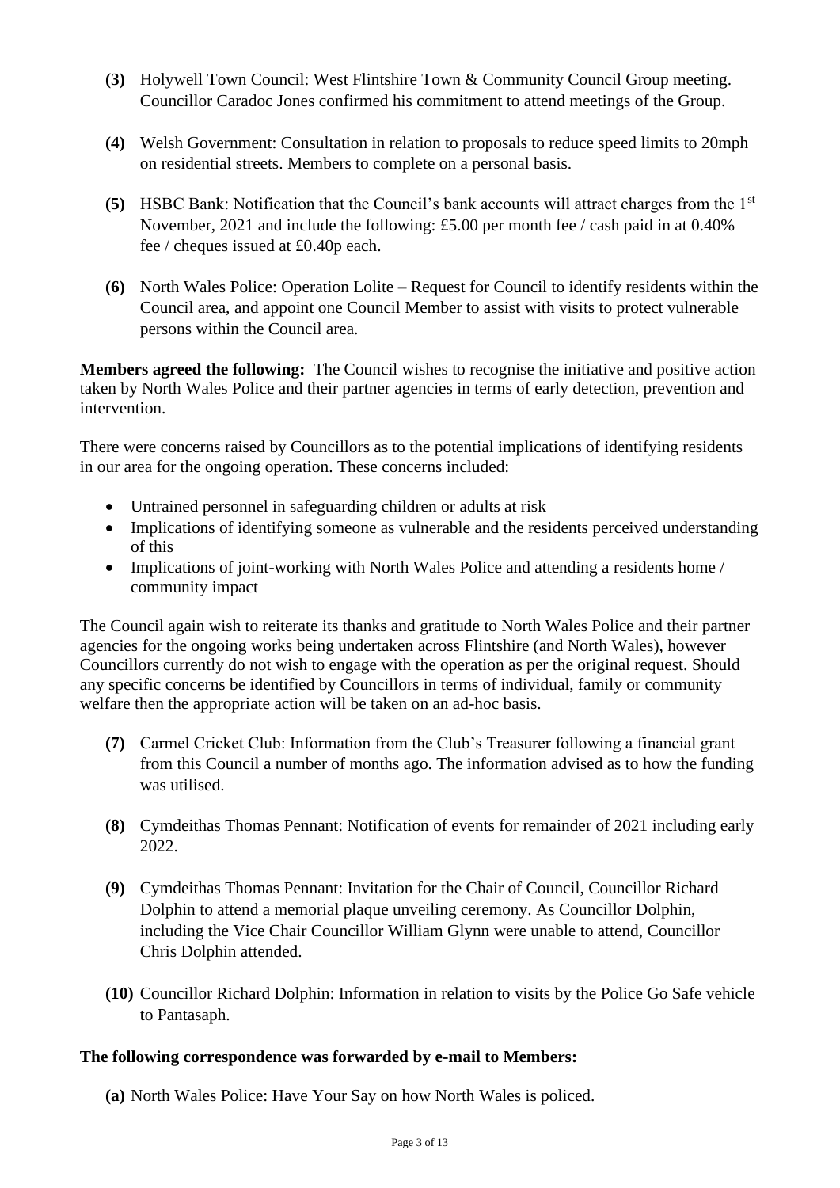**(3)** Holywell Town Council: West Flintshire Town & Community Council Group meeting. Councillor Caradoc Jones confirmed his commitment to attend meetings of the Group.

**(4)** Welsh Government: Consultation in relation to proposals to reduce speed limits to 20mph on residential streets. Members to complete on a personal basis.

**(5)** HSBC Bank: Notification that the Council's bank accounts will attract charges from the 1st November, 2021 and include the following: £5.00 per month fee / cash paid in at 0.40% fee / cheques issued at £0.40p each.

**(6)** North Wales Police: Operation Lolite – Request for Council to identify residents within the Council area, and appoint one Council Member to assist with visits to protect vulnerable persons within the Council area.

**Members agreed the following:** The Council wishes to recognise the initiative and positive action taken by North Wales Police and their partner agencies in terms of early detection, prevention and intervention.

There were concerns raised by Councillors as to the potential implications of identifying residents in our area for the ongoing operation. These concerns included:

- Untrained personnel in safeguarding children or adults at risk
- Implications of identifying someone as vulnerable and the residents perceived understanding of this
- Implications of joint-working with North Wales Police and attending a residents home / community impact

The Council again wish to reiterate its thanks and gratitude to North Wales Police and their partner agencies for the ongoing works being undertaken across Flintshire (and North Wales), however Councillors currently do not wish to engage with the operation as per the original request. Should any specific concerns be identified by Councillors in terms of individual, family or community welfare then the appropriate action will be taken on an ad-hoc basis.

**(7)** Carmel Cricket Club: Information from the Club's Treasurer following a financial grant from this Council a number of months ago. The information advised as to how the funding was utilised.

**(8)** Cymdeithas Thomas Pennant: Notification of events for remainder of 2021 including early 2022.

**(9)** Cymdeithas Thomas Pennant: Invitation for the Chair of Council, Councillor Richard Dolphin to attend a memorial plaque unveiling ceremony. As Councillor Dolphin, including the Vice Chair Councillor William Glynn were unable to attend, Councillor Chris Dolphin attended.

**(10)** Councillor Richard Dolphin: Information in relation to visits by the Police Go Safe vehicle to Pantasaph.

**The following correspondence was forwarded by e-mail to Members:**

**(a)** North Wales Police: Have Your Say on how North Wales is policed.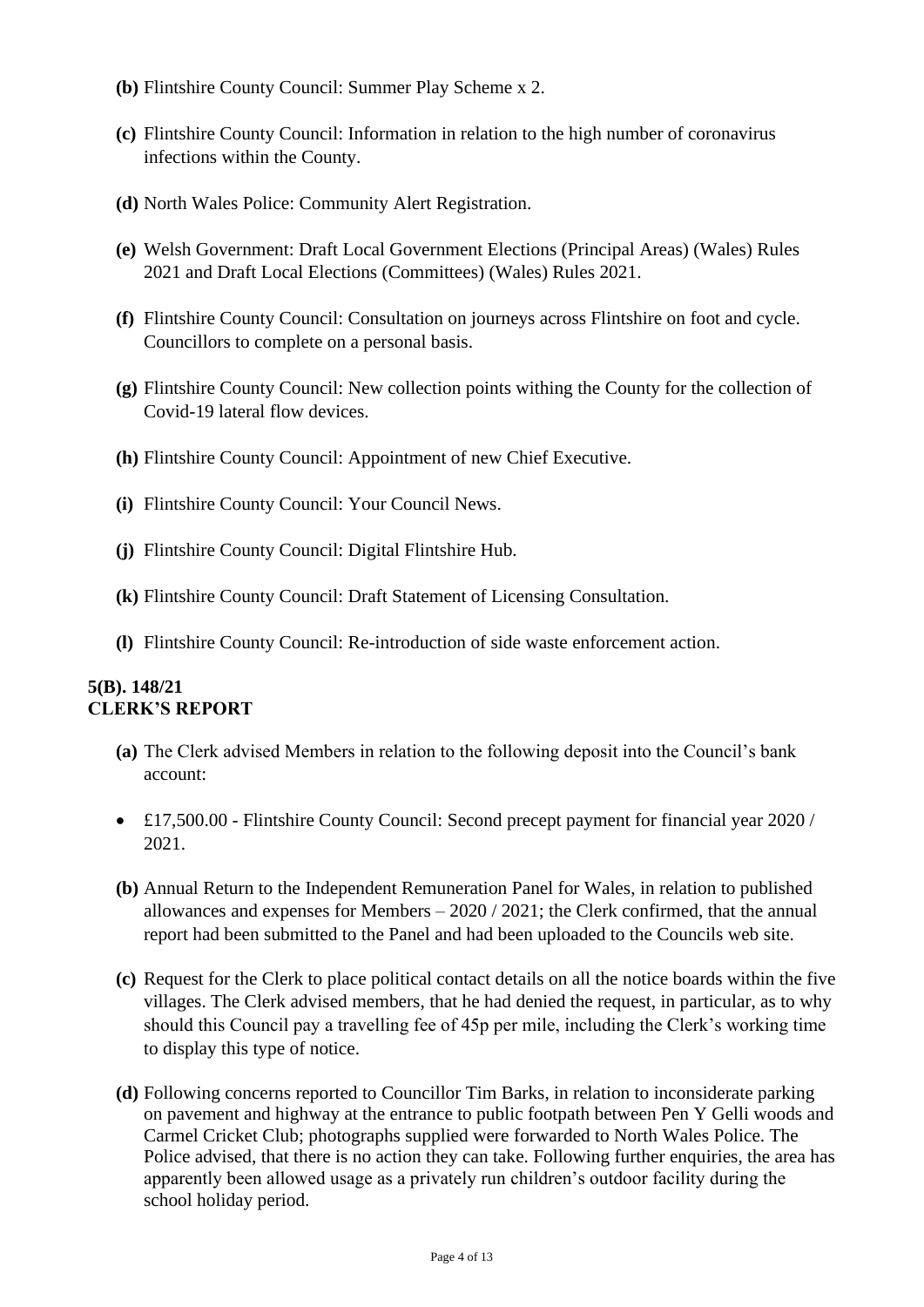- **(b)** Flintshire County Council: Summer Play Scheme x 2.

- **(c)** Flintshire County Council: Information in relation to the high number of coronavirus infections within the County.

- **(d)** North Wales Police: Community Alert Registration.

- **(e)** Welsh Government: Draft Local Government Elections (Principal Areas) (Wales) Rules 2021 and Draft Local Elections (Committees) (Wales) Rules 2021.

- **(f)** Flintshire County Council: Consultation on journeys across Flintshire on foot and cycle. Councillors to complete on a personal basis.

- **(g)** Flintshire County Council: New collection points withing the County for the collection of Covid-19 lateral flow devices.

- **(h)** Flintshire County Council: Appointment of new Chief Executive.

- **(i)** Flintshire County Council: Your Council News.

- **(j)** Flintshire County Council: Digital Flintshire Hub.

- **(k)** Flintshire County Council: Draft Statement of Licensing Consultation.

- **(l)** Flintshire County Council: Re-introduction of side waste enforcement action.

**5(B). 148/21**
**CLERK'S REPORT**

- **(a)** The Clerk advised Members in relation to the following deposit into the Council's bank account:

  - £17,500.00 - Flintshire County Council: Second precept payment for financial year 2020 / 2021.

- **(b)** Annual Return to the Independent Remuneration Panel for Wales, in relation to published allowances and expenses for Members – 2020 / 2021; the Clerk confirmed, that the annual report had been submitted to the Panel and had been uploaded to the Councils web site.

- **(c)** Request for the Clerk to place political contact details on all the notice boards within the five villages. The Clerk advised members, that he had denied the request, in particular, as to why should this Council pay a travelling fee of 45p per mile, including the Clerk's working time to display this type of notice.

- **(d)** Following concerns reported to Councillor Tim Barks, in relation to inconsiderate parking on pavement and highway at the entrance to public footpath between Pen Y Gelli woods and Carmel Cricket Club; photographs supplied were forwarded to North Wales Police. The Police advised, that there is no action they can take. Following further enquiries, the area has apparently been allowed usage as a privately run children's outdoor facility during the school holiday period.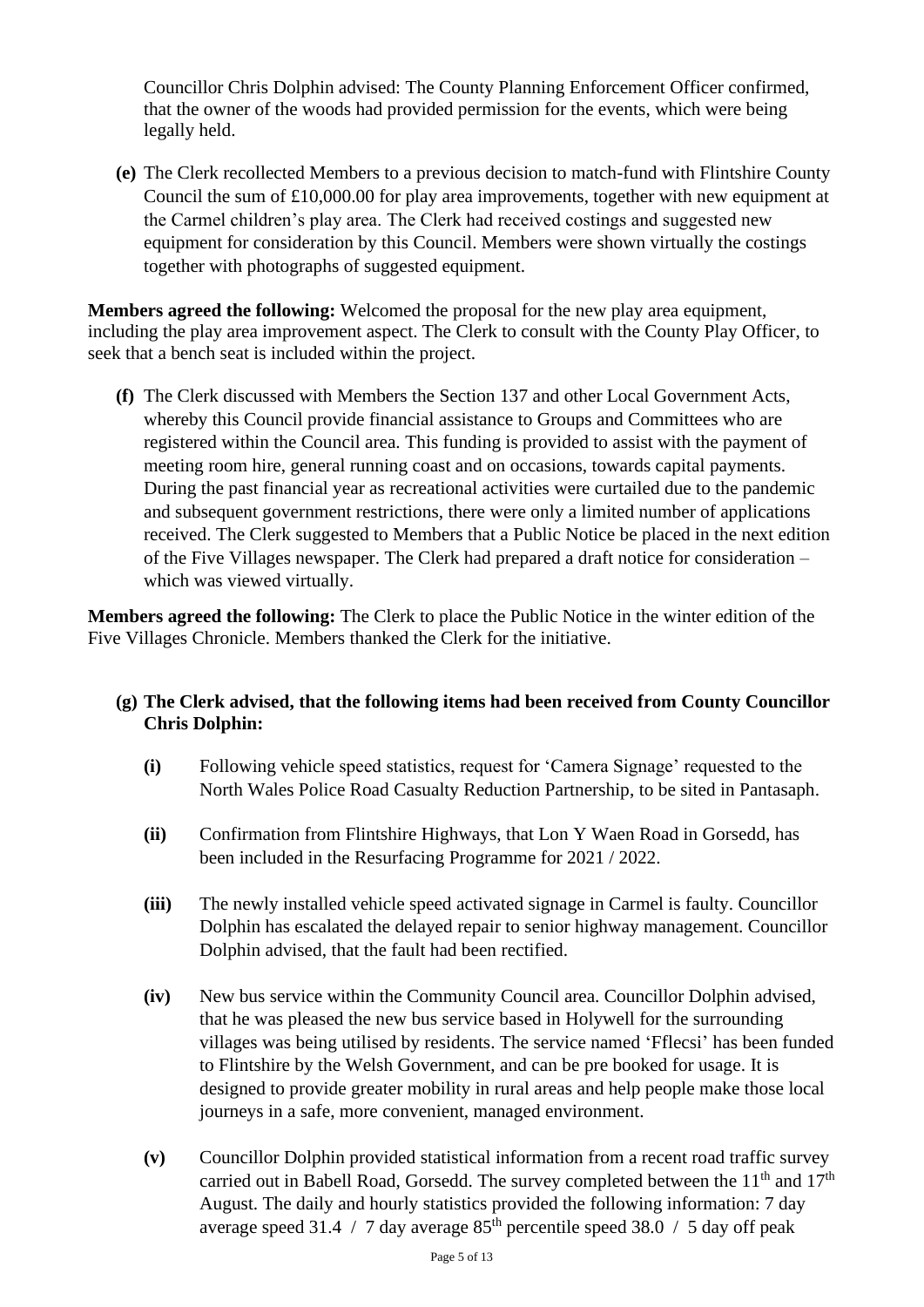Councillor Chris Dolphin advised: The County Planning Enforcement Officer confirmed, that the owner of the woods had provided permission for the events, which were being legally held.

**(e)** The Clerk recollected Members to a previous decision to match-fund with Flintshire County Council the sum of £10,000.00 for play area improvements, together with new equipment at the Carmel children's play area. The Clerk had received costings and suggested new equipment for consideration by this Council. Members were shown virtually the costings together with photographs of suggested equipment.

**Members agreed the following:** Welcomed the proposal for the new play area equipment, including the play area improvement aspect. The Clerk to consult with the County Play Officer, to seek that a bench seat is included within the project.

**(f)** The Clerk discussed with Members the Section 137 and other Local Government Acts, whereby this Council provide financial assistance to Groups and Committees who are registered within the Council area. This funding is provided to assist with the payment of meeting room hire, general running coast and on occasions, towards capital payments. During the past financial year as recreational activities were curtailed due to the pandemic and subsequent government restrictions, there were only a limited number of applications received. The Clerk suggested to Members that a Public Notice be placed in the next edition of the Five Villages newspaper. The Clerk had prepared a draft notice for consideration – which was viewed virtually.

**Members agreed the following:** The Clerk to place the Public Notice in the winter edition of the Five Villages Chronicle. Members thanked the Clerk for the initiative.

**(g) The Clerk advised, that the following items had been received from County Councillor Chris Dolphin:**

**(i)** Following vehicle speed statistics, request for 'Camera Signage' requested to the North Wales Police Road Casualty Reduction Partnership, to be sited in Pantasaph.

**(ii)** Confirmation from Flintshire Highways, that Lon Y Waen Road in Gorsedd, has been included in the Resurfacing Programme for 2021 / 2022.

**(iii)** The newly installed vehicle speed activated signage in Carmel is faulty. Councillor Dolphin has escalated the delayed repair to senior highway management. Councillor Dolphin advised, that the fault had been rectified.

**(iv)** New bus service within the Community Council area. Councillor Dolphin advised, that he was pleased the new bus service based in Holywell for the surrounding villages was being utilised by residents. The service named 'Fflecsi' has been funded to Flintshire by the Welsh Government, and can be pre booked for usage. It is designed to provide greater mobility in rural areas and help people make those local journeys in a safe, more convenient, managed environment.

**(v)** Councillor Dolphin provided statistical information from a recent road traffic survey carried out in Babell Road, Gorsedd. The survey completed between the 11th and 17th August. The daily and hourly statistics provided the following information: 7 day average speed 31.4 / 7 day average 85th percentile speed 38.0 / 5 day off peak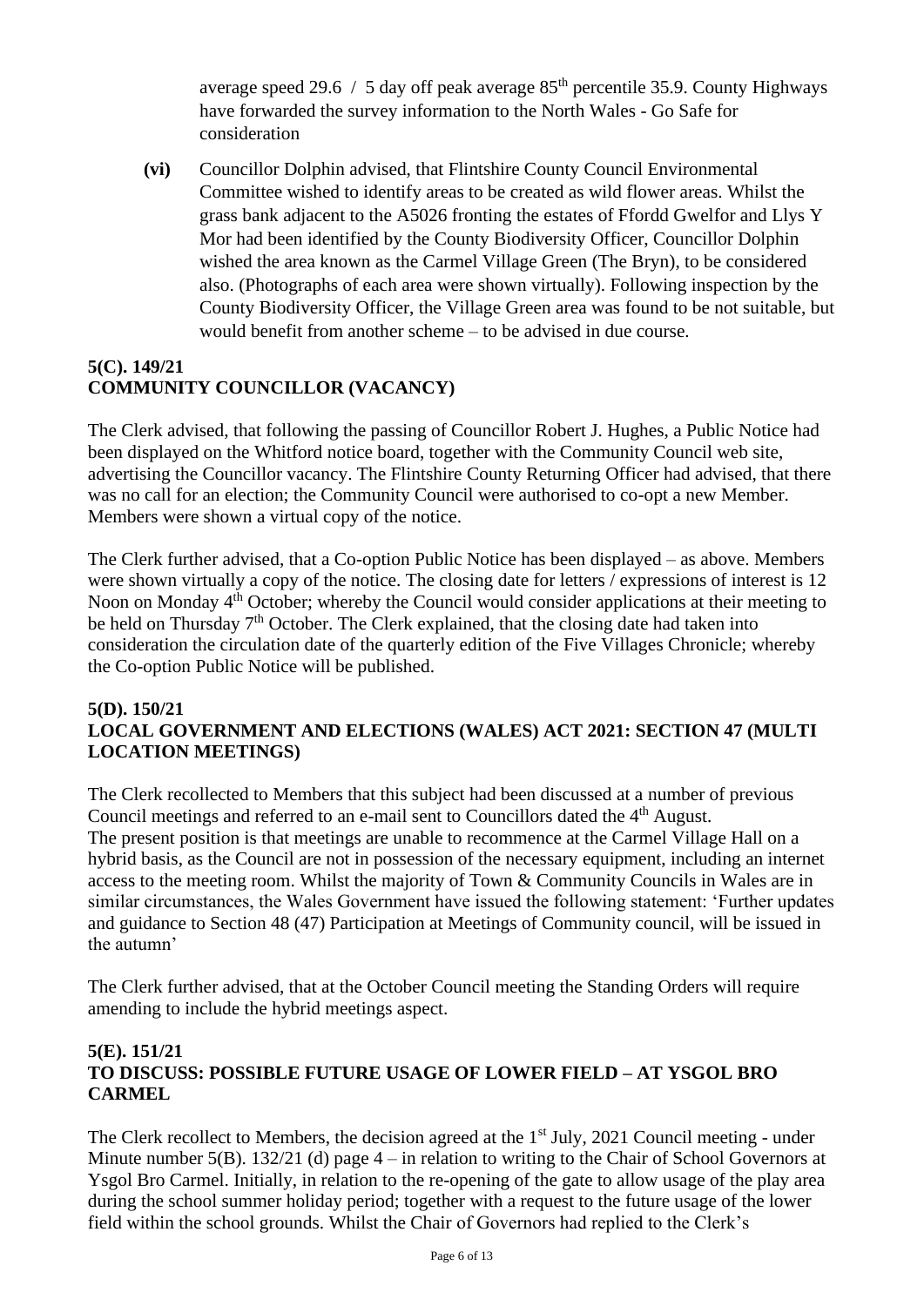average speed 29.6 / 5 day off peak average 85th percentile 35.9. County Highways have forwarded the survey information to the North Wales - Go Safe for consideration

**(vi)** Councillor Dolphin advised, that Flintshire County Council Environmental Committee wished to identify areas to be created as wild flower areas. Whilst the grass bank adjacent to the A5026 fronting the estates of Ffordd Gwelfor and Llys Y Mor had been identified by the County Biodiversity Officer, Councillor Dolphin wished the area known as the Carmel Village Green (The Bryn), to be considered also. (Photographs of each area were shown virtually). Following inspection by the County Biodiversity Officer, the Village Green area was found to be not suitable, but would benefit from another scheme – to be advised in due course.

## 5(C). 149/21
## COMMUNITY COUNCILLOR (VACANCY)

The Clerk advised, that following the passing of Councillor Robert J. Hughes, a Public Notice had been displayed on the Whitford notice board, together with the Community Council web site, advertising the Councillor vacancy. The Flintshire County Returning Officer had advised, that there was no call for an election; the Community Council were authorised to co-opt a new Member. Members were shown a virtual copy of the notice.

The Clerk further advised, that a Co-option Public Notice has been displayed – as above. Members were shown virtually a copy of the notice. The closing date for letters / expressions of interest is 12 Noon on Monday 4th October; whereby the Council would consider applications at their meeting to be held on Thursday 7th October. The Clerk explained, that the closing date had taken into consideration the circulation date of the quarterly edition of the Five Villages Chronicle; whereby the Co-option Public Notice will be published.

## 5(D). 150/21
## LOCAL GOVERNMENT AND ELECTIONS (WALES) ACT 2021: SECTION 47 (MULTI LOCATION MEETINGS)

The Clerk recollected to Members that this subject had been discussed at a number of previous Council meetings and referred to an e-mail sent to Councillors dated the 4th August.
The present position is that meetings are unable to recommence at the Carmel Village Hall on a hybrid basis, as the Council are not in possession of the necessary equipment, including an internet access to the meeting room. Whilst the majority of Town & Community Councils in Wales are in similar circumstances, the Wales Government have issued the following statement: 'Further updates and guidance to Section 48 (47) Participation at Meetings of Community council, will be issued in the autumn'

The Clerk further advised, that at the October Council meeting the Standing Orders will require amending to include the hybrid meetings aspect.

## 5(E). 151/21
## TO DISCUSS: POSSIBLE FUTURE USAGE OF LOWER FIELD – AT YSGOL BRO CARMEL

The Clerk recollect to Members, the decision agreed at the 1st July, 2021 Council meeting - under Minute number 5(B). 132/21 (d) page 4 – in relation to writing to the Chair of School Governors at Ysgol Bro Carmel. Initially, in relation to the re-opening of the gate to allow usage of the play area during the school summer holiday period; together with a request to the future usage of the lower field within the school grounds. Whilst the Chair of Governors had replied to the Clerk's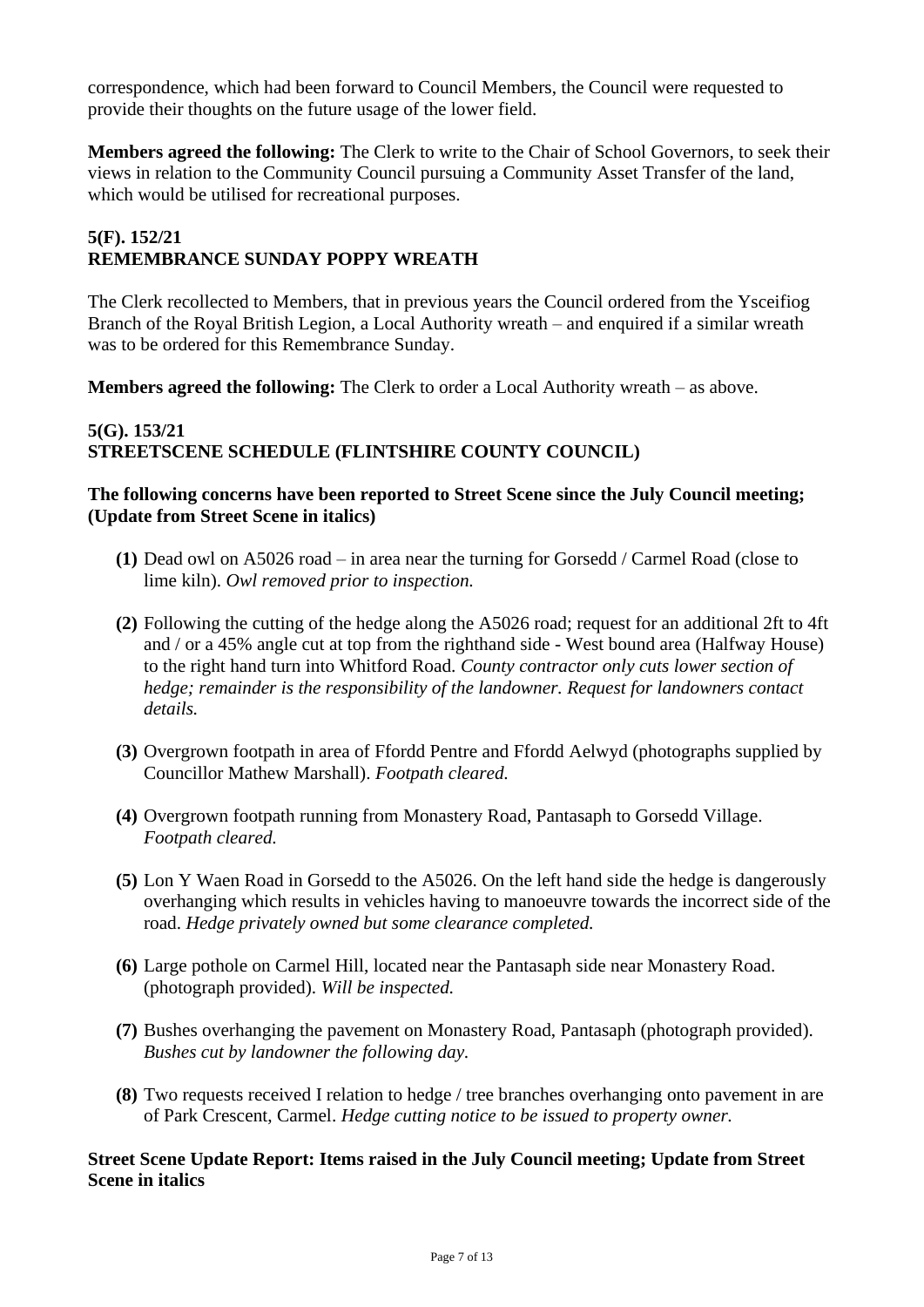correspondence, which had been forward to Council Members, the Council were requested to provide their thoughts on the future usage of the lower field.

**Members agreed the following:** The Clerk to write to the Chair of School Governors, to seek their views in relation to the Community Council pursuing a Community Asset Transfer of the land, which would be utilised for recreational purposes.

### 5(F). 152/21
### REMEMBRANCE SUNDAY POPPY WREATH

The Clerk recollected to Members, that in previous years the Council ordered from the Ysceifiog Branch of the Royal British Legion, a Local Authority wreath – and enquired if a similar wreath was to be ordered for this Remembrance Sunday.

**Members agreed the following:** The Clerk to order a Local Authority wreath – as above.

### 5(G). 153/21
### STREETSCENE SCHEDULE (FLINTSHIRE COUNTY COUNCIL)

**The following concerns have been reported to Street Scene since the July Council meeting; (Update from Street Scene in italics)**

**(1)** Dead owl on A5026 road – in area near the turning for Gorsedd / Carmel Road (close to lime kiln). *Owl removed prior to inspection.*

**(2)** Following the cutting of the hedge along the A5026 road; request for an additional 2ft to 4ft and / or a 45% angle cut at top from the righthand side - West bound area (Halfway House) to the right hand turn into Whitford Road. *County contractor only cuts lower section of hedge; remainder is the responsibility of the landowner. Request for landowners contact details.*

**(3)** Overgrown footpath in area of Ffordd Pentre and Ffordd Aelwyd (photographs supplied by Councillor Mathew Marshall). *Footpath cleared.*

**(4)** Overgrown footpath running from Monastery Road, Pantasaph to Gorsedd Village. *Footpath cleared.*

**(5)** Lon Y Waen Road in Gorsedd to the A5026. On the left hand side the hedge is dangerously overhanging which results in vehicles having to manoeuvre towards the incorrect side of the road. *Hedge privately owned but some clearance completed.*

**(6)** Large pothole on Carmel Hill, located near the Pantasaph side near Monastery Road. (photograph provided). *Will be inspected.*

**(7)** Bushes overhanging the pavement on Monastery Road, Pantasaph (photograph provided). *Bushes cut by landowner the following day.*

**(8)** Two requests received I relation to hedge / tree branches overhanging onto pavement in are of Park Crescent, Carmel. *Hedge cutting notice to be issued to property owner.*

**Street Scene Update Report: Items raised in the July Council meeting; Update from Street Scene in italics**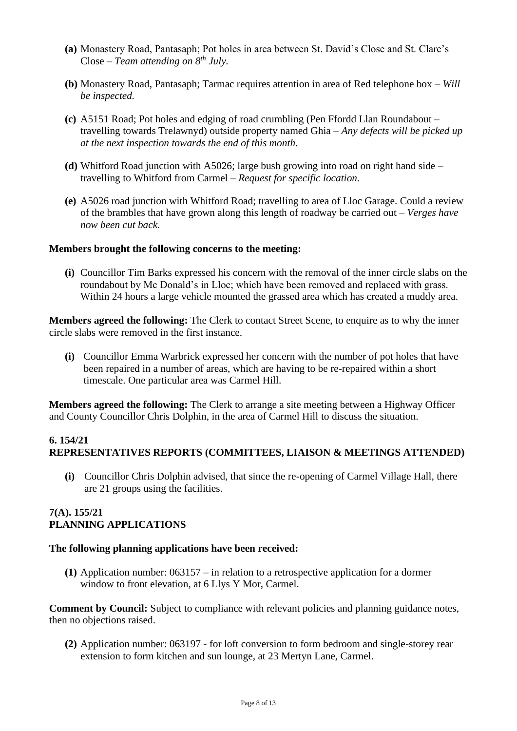**(a)** Monastery Road, Pantasaph; Pot holes in area between St. David's Close and St. Clare's Close – *Team attending on 8th July.*

**(b)** Monastery Road, Pantasaph; Tarmac requires attention in area of Red telephone box – *Will be inspected.*

**(c)** A5151 Road; Pot holes and edging of road crumbling (Pen Ffordd Llan Roundabout – travelling towards Trelawnyd) outside property named Ghia – *Any defects will be picked up at the next inspection towards the end of this month.*

**(d)** Whitford Road junction with A5026; large bush growing into road on right hand side – travelling to Whitford from Carmel – *Request for specific location.*

**(e)** A5026 road junction with Whitford Road; travelling to area of Lloc Garage. Could a review of the brambles that have grown along this length of roadway be carried out – *Verges have now been cut back.*

**Members brought the following concerns to the meeting:**

**(i)** Councillor Tim Barks expressed his concern with the removal of the inner circle slabs on the roundabout by Mc Donald's in Lloc; which have been removed and replaced with grass. Within 24 hours a large vehicle mounted the grassed area which has created a muddy area.

**Members agreed the following:** The Clerk to contact Street Scene, to enquire as to why the inner circle slabs were removed in the first instance.

**(i)** Councillor Emma Warbrick expressed her concern with the number of pot holes that have been repaired in a number of areas, which are having to be re-repaired within a short timescale. One particular area was Carmel Hill.

**Members agreed the following:** The Clerk to arrange a site meeting between a Highway Officer and County Councillor Chris Dolphin, in the area of Carmel Hill to discuss the situation.

### 6. 154/21
### REPRESENTATIVES REPORTS (COMMITTEES, LIAISON & MEETINGS ATTENDED)

**(i)** Councillor Chris Dolphin advised, that since the re-opening of Carmel Village Hall, there are 21 groups using the facilities.

### 7(A). 155/21
### PLANNING APPLICATIONS

**The following planning applications have been received:**

**(1)** Application number: 063157 – in relation to a retrospective application for a dormer window to front elevation, at 6 Llys Y Mor, Carmel.

**Comment by Council:** Subject to compliance with relevant policies and planning guidance notes, then no objections raised.

**(2)** Application number: 063197 - for loft conversion to form bedroom and single-storey rear extension to form kitchen and sun lounge, at 23 Mertyn Lane, Carmel.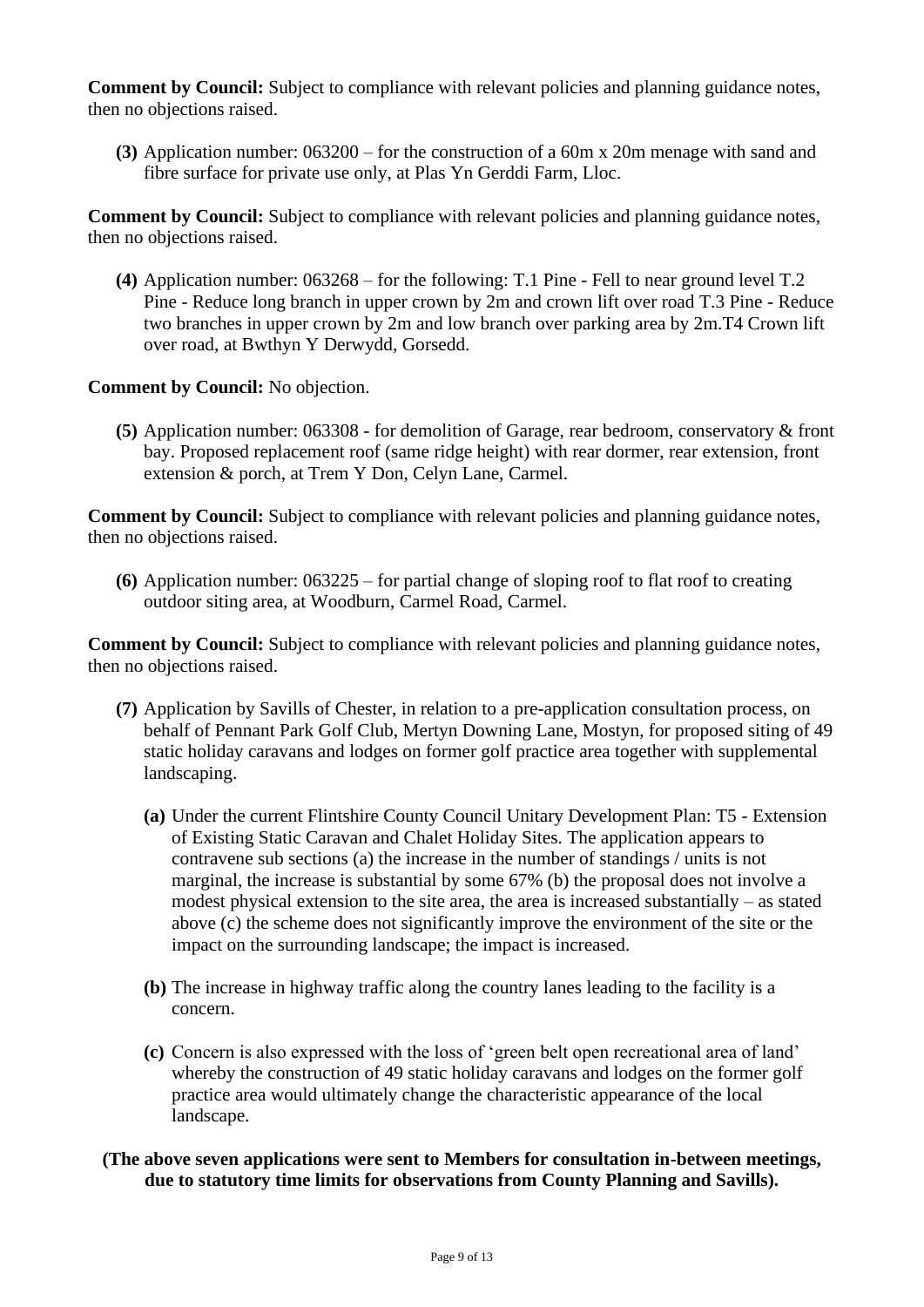**Comment by Council:** Subject to compliance with relevant policies and planning guidance notes, then no objections raised.

**(3)** Application number: 063200 – for the construction of a 60m x 20m menage with sand and fibre surface for private use only, at Plas Yn Gerddi Farm, Lloc.

**Comment by Council:** Subject to compliance with relevant policies and planning guidance notes, then no objections raised.

**(4)** Application number: 063268 – for the following: T.1 Pine - Fell to near ground level T.2 Pine - Reduce long branch in upper crown by 2m and crown lift over road T.3 Pine - Reduce two branches in upper crown by 2m and low branch over parking area by 2m.T4 Crown lift over road, at Bwthyn Y Derwydd, Gorsedd.

**Comment by Council:** No objection.

**(5)** Application number: 063308 - for demolition of Garage, rear bedroom, conservatory & front bay. Proposed replacement roof (same ridge height) with rear dormer, rear extension, front extension & porch, at Trem Y Don, Celyn Lane, Carmel.

**Comment by Council:** Subject to compliance with relevant policies and planning guidance notes, then no objections raised.

**(6)** Application number: 063225 – for partial change of sloping roof to flat roof to creating outdoor siting area, at Woodburn, Carmel Road, Carmel.

**Comment by Council:** Subject to compliance with relevant policies and planning guidance notes, then no objections raised.

**(7)** Application by Savills of Chester, in relation to a pre-application consultation process, on behalf of Pennant Park Golf Club, Mertyn Downing Lane, Mostyn, for proposed siting of 49 static holiday caravans and lodges on former golf practice area together with supplemental landscaping.

**(a)** Under the current Flintshire County Council Unitary Development Plan: T5 - Extension of Existing Static Caravan and Chalet Holiday Sites. The application appears to contravene sub sections (a) the increase in the number of standings / units is not marginal, the increase is substantial by some 67% (b) the proposal does not involve a modest physical extension to the site area, the area is increased substantially – as stated above (c) the scheme does not significantly improve the environment of the site or the impact on the surrounding landscape; the impact is increased.

**(b)** The increase in highway traffic along the country lanes leading to the facility is a concern.

**(c)** Concern is also expressed with the loss of 'green belt open recreational area of land' whereby the construction of 49 static holiday caravans and lodges on the former golf practice area would ultimately change the characteristic appearance of the local landscape.

**(The above seven applications were sent to Members for consultation in-between meetings, due to statutory time limits for observations from County Planning and Savills).**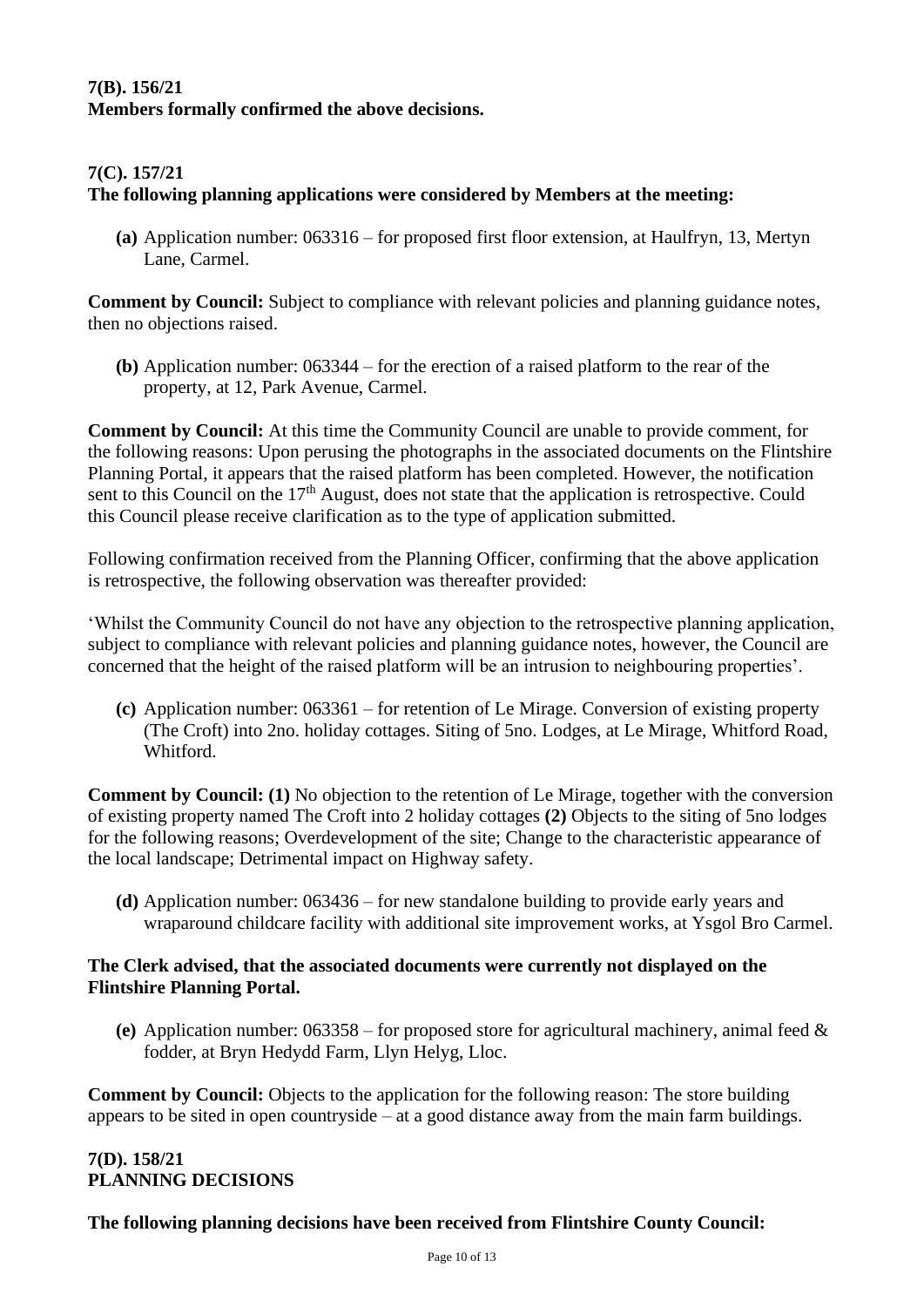**7(B). 156/21**
**Members formally confirmed the above decisions.**

**7(C). 157/21**
**The following planning applications were considered by Members at the meeting:**

**(a)** Application number: 063316 – for proposed first floor extension, at Haulfryn, 13, Mertyn Lane, Carmel.

**Comment by Council:** Subject to compliance with relevant policies and planning guidance notes, then no objections raised.

**(b)** Application number: 063344 – for the erection of a raised platform to the rear of the property, at 12, Park Avenue, Carmel.

**Comment by Council:** At this time the Community Council are unable to provide comment, for the following reasons: Upon perusing the photographs in the associated documents on the Flintshire Planning Portal, it appears that the raised platform has been completed. However, the notification sent to this Council on the 17th August, does not state that the application is retrospective. Could this Council please receive clarification as to the type of application submitted.

Following confirmation received from the Planning Officer, confirming that the above application is retrospective, the following observation was thereafter provided:

'Whilst the Community Council do not have any objection to the retrospective planning application, subject to compliance with relevant policies and planning guidance notes, however, the Council are concerned that the height of the raised platform will be an intrusion to neighbouring properties'.

**(c)** Application number: 063361 – for retention of Le Mirage. Conversion of existing property (The Croft) into 2no. holiday cottages. Siting of 5no. Lodges, at Le Mirage, Whitford Road, Whitford.

**Comment by Council: (1)** No objection to the retention of Le Mirage, together with the conversion of existing property named The Croft into 2 holiday cottages **(2)** Objects to the siting of 5no lodges for the following reasons; Overdevelopment of the site; Change to the characteristic appearance of the local landscape; Detrimental impact on Highway safety.

**(d)** Application number: 063436 – for new standalone building to provide early years and wraparound childcare facility with additional site improvement works, at Ysgol Bro Carmel.

**The Clerk advised, that the associated documents were currently not displayed on the Flintshire Planning Portal.**

**(e)** Application number: 063358 – for proposed store for agricultural machinery, animal feed & fodder, at Bryn Hedydd Farm, Llyn Helyg, Lloc.

**Comment by Council:** Objects to the application for the following reason: The store building appears to be sited in open countryside – at a good distance away from the main farm buildings.

**7(D). 158/21**
**PLANNING DECISIONS**

**The following planning decisions have been received from Flintshire County Council:**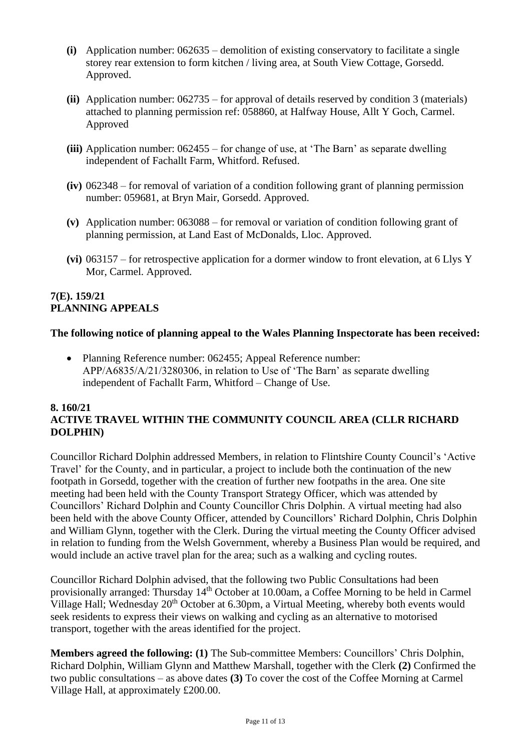- **(i)** Application number: 062635 – demolition of existing conservatory to facilitate a single storey rear extension to form kitchen / living area, at South View Cottage, Gorsedd. Approved.
- **(ii)** Application number: 062735 – for approval of details reserved by condition 3 (materials) attached to planning permission ref: 058860, at Halfway House, Allt Y Goch, Carmel. Approved
- **(iii)** Application number: 062455 – for change of use, at 'The Barn' as separate dwelling independent of Fachallt Farm, Whitford. Refused.
- **(iv)** 062348 – for removal of variation of a condition following grant of planning permission number: 059681, at Bryn Mair, Gorsedd. Approved.
- **(v)** Application number: 063088 – for removal or variation of condition following grant of planning permission, at Land East of McDonalds, Lloc. Approved.
- **(vi)** 063157 – for retrospective application for a dormer window to front elevation, at 6 Llys Y Mor, Carmel. Approved.

**7(E). 159/21**
**PLANNING APPEALS**

**The following notice of planning appeal to the Wales Planning Inspectorate has been received:**

- Planning Reference number: 062455; Appeal Reference number: APP/A6835/A/21/3280306, in relation to Use of 'The Barn' as separate dwelling independent of Fachallt Farm, Whitford – Change of Use.

**8. 160/21**
**ACTIVE TRAVEL WITHIN THE COMMUNITY COUNCIL AREA (CLLR RICHARD DOLPHIN)**

Councillor Richard Dolphin addressed Members, in relation to Flintshire County Council's 'Active Travel' for the County, and in particular, a project to include both the continuation of the new footpath in Gorsedd, together with the creation of further new footpaths in the area. One site meeting had been held with the County Transport Strategy Officer, which was attended by Councillors' Richard Dolphin and County Councillor Chris Dolphin. A virtual meeting had also been held with the above County Officer, attended by Councillors' Richard Dolphin, Chris Dolphin and William Glynn, together with the Clerk. During the virtual meeting the County Officer advised in relation to funding from the Welsh Government, whereby a Business Plan would be required, and would include an active travel plan for the area; such as a walking and cycling routes.

Councillor Richard Dolphin advised, that the following two Public Consultations had been provisionally arranged: Thursday 14th October at 10.00am, a Coffee Morning to be held in Carmel Village Hall; Wednesday 20th October at 6.30pm, a Virtual Meeting, whereby both events would seek residents to express their views on walking and cycling as an alternative to motorised transport, together with the areas identified for the project.

**Members agreed the following: (1)** The Sub-committee Members: Councillors' Chris Dolphin, Richard Dolphin, William Glynn and Matthew Marshall, together with the Clerk **(2)** Confirmed the two public consultations – as above dates **(3)** To cover the cost of the Coffee Morning at Carmel Village Hall, at approximately £200.00.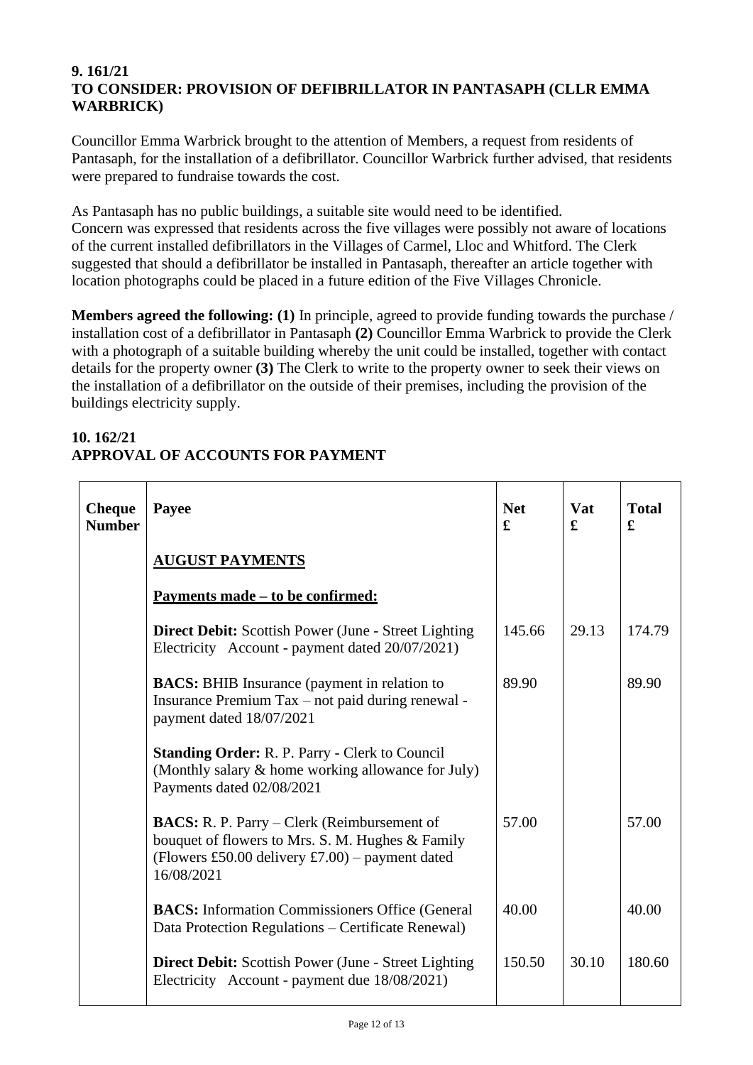### 9. 161/21
### TO CONSIDER: PROVISION OF DEFIBRILLATOR IN PANTASAPH (CLLR EMMA WARBRICK)

Councillor Emma Warbrick brought to the attention of Members, a request from residents of Pantasaph, for the installation of a defibrillator. Councillor Warbrick further advised, that residents were prepared to fundraise towards the cost.

As Pantasaph has no public buildings, a suitable site would need to be identified.
Concern was expressed that residents across the five villages were possibly not aware of locations of the current installed defibrillators in the Villages of Carmel, Lloc and Whitford. The Clerk suggested that should a defibrillator be installed in Pantasaph, thereafter an article together with location photographs could be placed in a future edition of the Five Villages Chronicle.

**Members agreed the following: (1)** In principle, agreed to provide funding towards the purchase / installation cost of a defibrillator in Pantasaph **(2)** Councillor Emma Warbrick to provide the Clerk with a photograph of a suitable building whereby the unit could be installed, together with contact details for the property owner **(3)** The Clerk to write to the property owner to seek their views on the installation of a defibrillator on the outside of their premises, including the provision of the buildings electricity supply.

### 10. 162/21
### APPROVAL OF ACCOUNTS FOR PAYMENT

| Cheque Number | Payee | Net £ | Vat £ | Total £ |
|---|---|---|---|---|
| | **AUGUST PAYMENTS** | | | |
| | **Payments made – to be confirmed:** | | | |
| | **Direct Debit:** Scottish Power (June - Street Lighting Electricity Account - payment dated 20/07/2021) | 145.66 | 29.13 | 174.79 |
| | **BACS:** BHIB Insurance (payment in relation to Insurance Premium Tax – not paid during renewal - payment dated 18/07/2021 | 89.90 | | 89.90 |
| | **Standing Order:** R. P. Parry - Clerk to Council (Monthly salary & home working allowance for July) Payments dated 02/08/2021 | | | |
| | **BACS:** R. P. Parry – Clerk (Reimbursement of bouquet of flowers to Mrs. S. M. Hughes & Family (Flowers £50.00 delivery £7.00) – payment dated 16/08/2021 | 57.00 | | 57.00 |
| | **BACS:** Information Commissioners Office (General Data Protection Regulations – Certificate Renewal) | 40.00 | | 40.00 |
| | **Direct Debit:** Scottish Power (June - Street Lighting Electricity Account - payment due 18/08/2021) | 150.50 | 30.10 | 180.60 |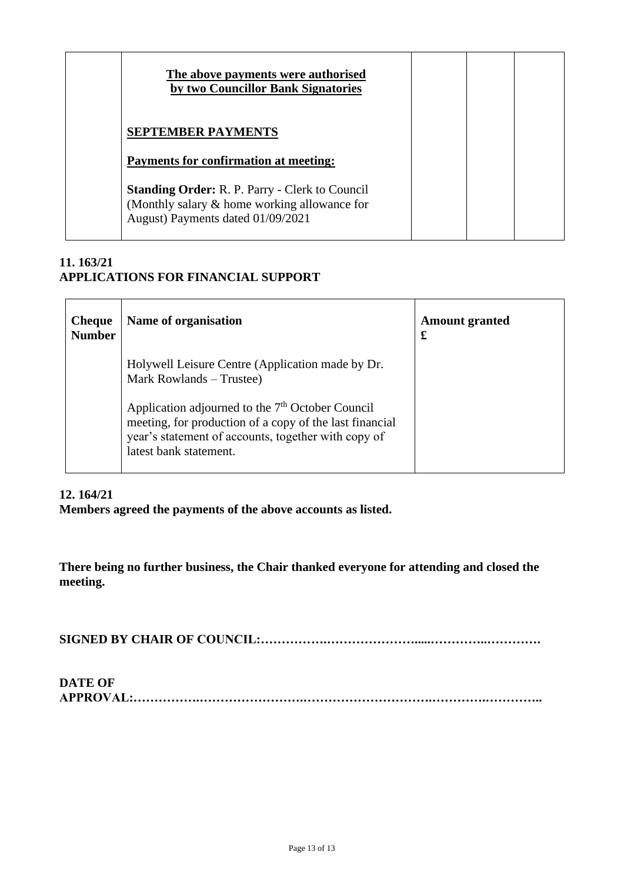| | | | | |
|---|---|---|---|---|
| | **The above payments were authorised by two Councillor Bank Signatories**<br><br>**SEPTEMBER PAYMENTS**<br><br>**Payments for confirmation at meeting:**<br><br>**Standing Order:** R. P. Parry - Clerk to Council (Monthly salary & home working allowance for August) Payments dated 01/09/2021 | | | |

**11. 163/21**
**APPLICATIONS FOR FINANCIAL SUPPORT**

| Cheque Number | Name of organisation | Amount granted £ |
|---|---|---|
| | Holywell Leisure Centre (Application made by Dr. Mark Rowlands – Trustee)<br><br>Application adjourned to the 7th October Council meeting, for production of a copy of the last financial year's statement of accounts, together with copy of latest bank statement. | |

**12. 164/21**
**Members agreed the payments of the above accounts as listed.**

**There being no further business, the Chair thanked everyone for attending and closed the meeting.**

**SIGNED BY CHAIR OF COUNCIL:……………….…………………......…………..………….**

**DATE OF APPROVAL:…………….…………………….………………………….………….………..**